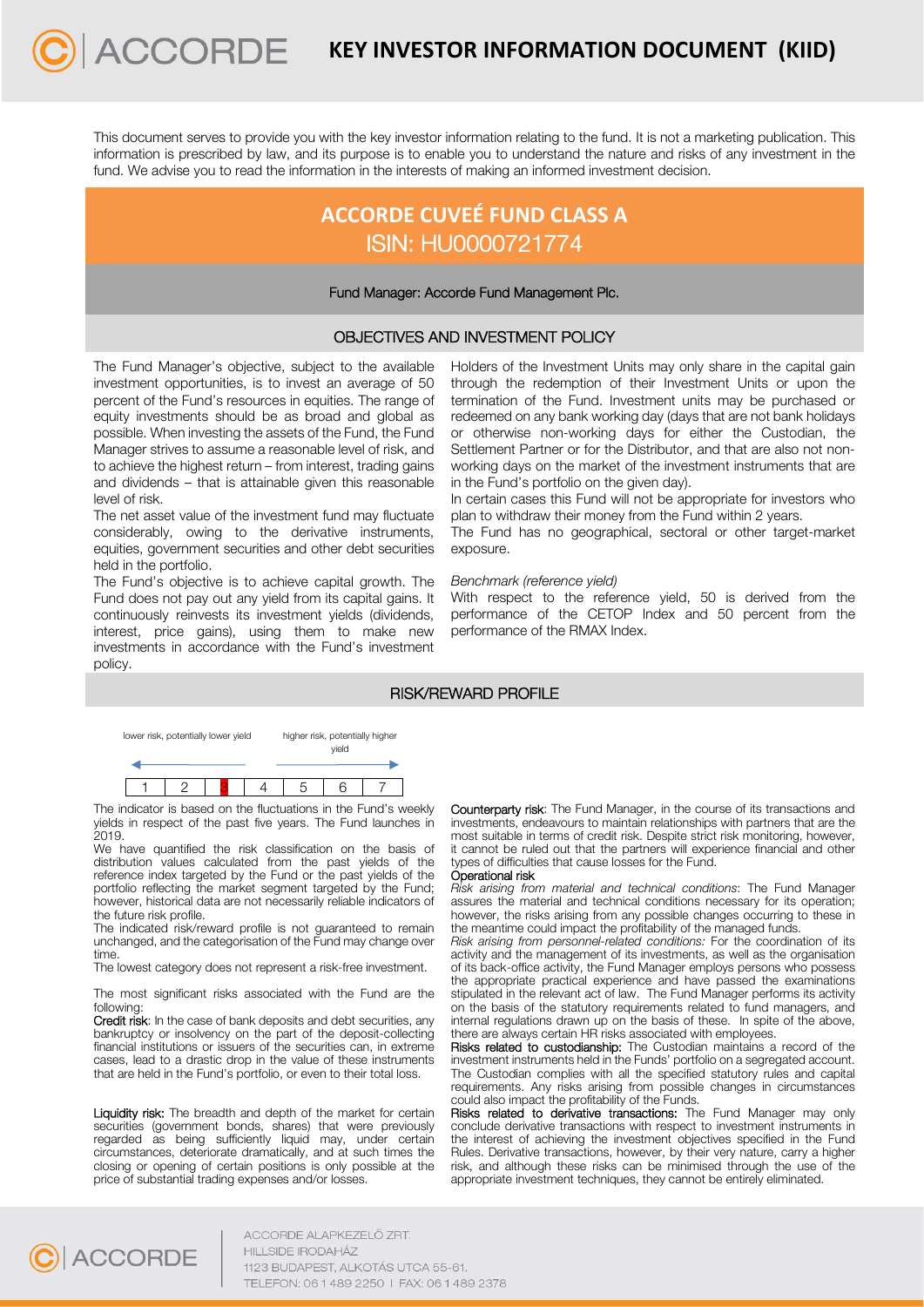# KEY INVESTOR INFORMATION DOCUMENT (KIID)

This document serves to provide you with the key investor information relating to the fund. It is not a marketing publication. This information is prescribed by law, and its purpose is to enable you to understand the nature and risks of any investment in the fund. We advise you to read the information in the interests of making an informed investment decision.

## ACCORDE CUVEÉ FUND CLASS A

ISIN: HU0000721774

Fund Manager: Accorde Fund Management Plc.

### OBJECTIVES AND INVESTMENT POLICY

The Fund Manager's objective, subject to the available investment opportunities, is to invest an average of 50 percent of the Fund's resources in equities. The range of equity investments should be as broad and global as possible. When investing the assets of the Fund, the Fund Manager strives to assume a reasonable level of risk, and to achieve the highest return – from interest, trading gains and dividends – that is attainable given this reasonable level of risk.

The net asset value of the investment fund may fluctuate considerably, owing to the derivative instruments, equities, government securities and other debt securities held in the portfolio.

The Fund's objective is to achieve capital growth. The Fund does not pay out any yield from its capital gains. It continuously reinvests its investment yields (dividends, interest, price gains), using them to make new investments in accordance with the Fund's investment policy.

Holders of the Investment Units may only share in the capital gain through the redemption of their Investment Units or upon the termination of the Fund. Investment units may be purchased or redeemed on any bank working day (days that are not bank holidays or otherwise non-working days for either the Custodian, the Settlement Partner or for the Distributor, and that are also not non-working days on the market of the investment instruments that are in the Fund's portfolio on the given day).

In certain cases this Fund will not be appropriate for investors who plan to withdraw their money from the Fund within 2 years.

The Fund has no geographical, sectoral or other target-market exposure.

*Benchmark (reference yield)*

With respect to the reference yield, 50 is derived from the performance of the CETOP Index and 50 percent from the performance of the RMAX Index.

### RISK/REWARD PROFILE

lower risk, potentially lower yield — higher risk, potentially higher yield

| 1 | 2 | **3** | 4 | 5 | 6 | 7 |
|---|---|---|---|---|---|---|

The indicator is based on the fluctuations in the Fund's weekly yields in respect of the past five years. The Fund launches in 2019.

We have quantified the risk classification on the basis of distribution values calculated from the past yields of the reference index targeted by the Fund or the past yields of the portfolio reflecting the market segment targeted by the Fund; however, historical data are not necessarily reliable indicators of the future risk profile.

The indicated risk/reward profile is not guaranteed to remain unchanged, and the categorisation of the Fund may change over time.

The lowest category does not represent a risk-free investment.

The most significant risks associated with the Fund are the following:

**Credit risk**: In the case of bank deposits and debt securities, any bankruptcy or insolvency on the part of the deposit-collecting financial institutions or issuers of the securities can, in extreme cases, lead to a drastic drop in the value of these instruments that are held in the Fund's portfolio, or even to their total loss.

**Liquidity risk:** The breadth and depth of the market for certain securities (government bonds, shares) that were previously regarded as being sufficiently liquid may, under certain circumstances, deteriorate dramatically, and at such times the closing or opening of certain positions is only possible at the price of substantial trading expenses and/or losses.

**Counterparty risk**: The Fund Manager, in the course of its transactions and investments, endeavours to maintain relationships with partners that are the most suitable in terms of credit risk. Despite strict risk monitoring, however, it cannot be ruled out that the partners will experience financial and other types of difficulties that cause losses for the Fund.

**Operational risk**

*Risk arising from material and technical conditions*: The Fund Manager assures the material and technical conditions necessary for its operation; however, the risks arising from any possible changes occurring to these in the meantime could impact the profitability of the managed funds.

*Risk arising from personnel-related conditions:* For the coordination of its activity and the management of its investments, as well as the organisation of its back-office activity, the Fund Manager employs persons who possess the appropriate practical experience and have passed the examinations stipulated in the relevant act of law. The Fund Manager performs its activity on the basis of the statutory requirements related to fund managers, and internal regulations drawn up on the basis of these. In spite of the above, there are always certain HR risks associated with employees.

**Risks related to custodianship:** The Custodian maintains a record of the investment instruments held in the Funds' portfolio on a segregated account. The Custodian complies with all the specified statutory rules and capital requirements. Any risks arising from possible changes in circumstances could also impact the profitability of the Funds.

**Risks related to derivative transactions:** The Fund Manager may only conclude derivative transactions with respect to investment instruments in the interest of achieving the investment objectives specified in the Fund Rules. Derivative transactions, however, by their very nature, carry a higher risk, and although these risks can be minimised through the use of the appropriate investment techniques, they cannot be entirely eliminated.

ACCORDE ALAPKEZELŐ ZRT.
HILLSIDE IRODAHÁZ
1123 BUDAPEST, ALKOTÁS UTCA 55-61.
TELEFON: 06 1 489 2250 I FAX: 06 1 489 2378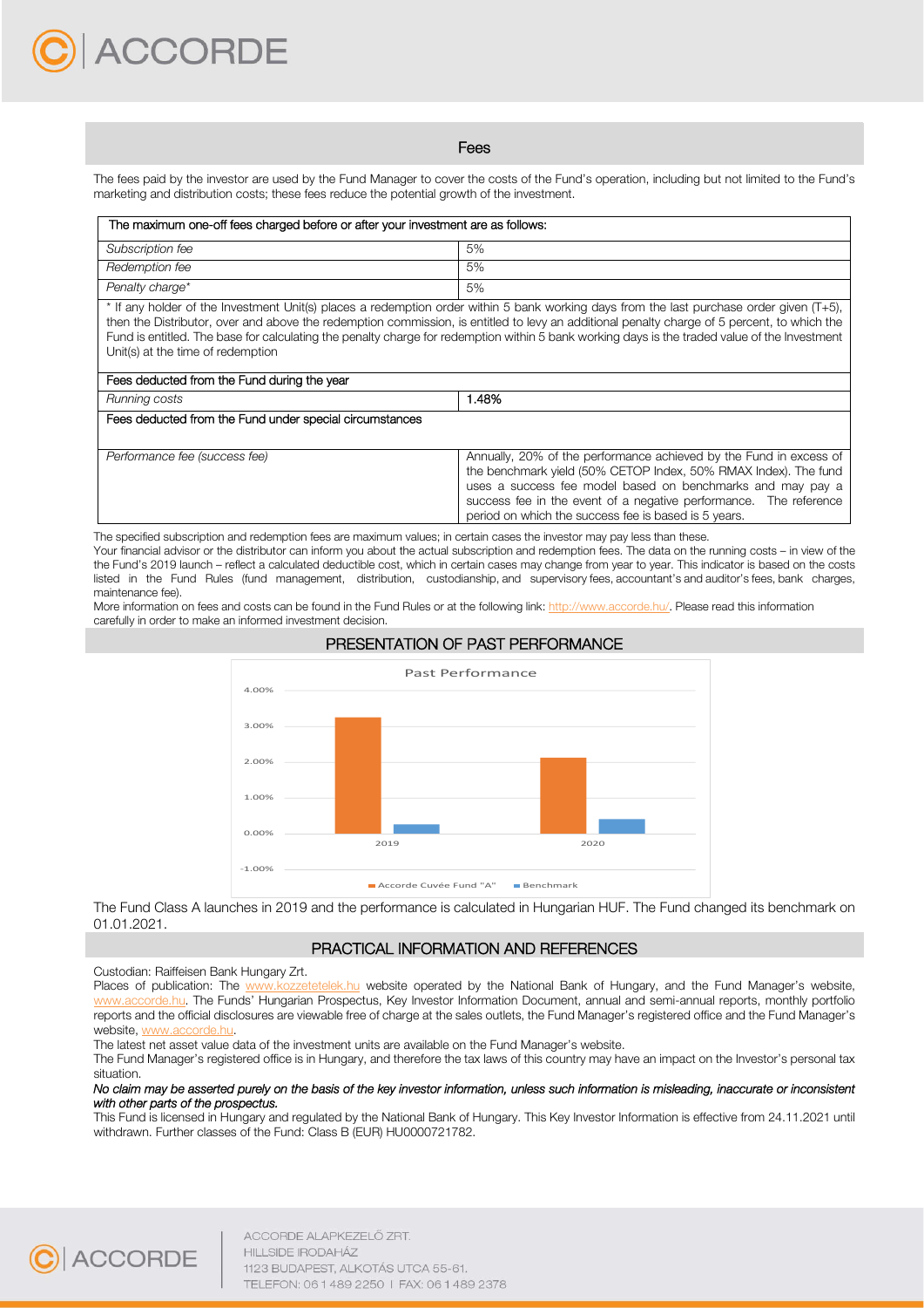## Fees

The fees paid by the investor are used by the Fund Manager to cover the costs of the Fund's operation, including but not limited to the Fund's marketing and distribution costs; these fees reduce the potential growth of the investment.

| The maximum one-off fees charged before or after your investment are as follows: | |
|---|---|
| *Subscription fee* | 5% |
| *Redemption fee* | 5% |
| *Penalty charge** | 5% |
| * If any holder of the Investment Unit(s) places a redemption order within 5 bank working days from the last purchase order given (T+5), then the Distributor, over and above the redemption commission, is entitled to levy an additional penalty charge of 5 percent, to which the Fund is entitled. The base for calculating the penalty charge for redemption within 5 bank working days is the traded value of the Investment Unit(s) at the time of redemption | |
| **Fees deducted from the Fund during the year** | |
| *Running costs* | 1.48% |
| **Fees deducted from the Fund under special circumstances** | |
| *Performance fee (success fee)* | Annually, 20% of the performance achieved by the Fund in excess of the benchmark yield (50% CETOP Index, 50% RMAX Index). The fund uses a success fee model based on benchmarks and may pay a success fee in the event of a negative performance. The reference period on which the success fee is based is 5 years. |

The specified subscription and redemption fees are maximum values; in certain cases the investor may pay less than these.
Your financial advisor or the distributor can inform you about the actual subscription and redemption fees. The data on the running costs – in view of the the Fund's 2019 launch – reflect a calculated deductible cost, which in certain cases may change from year to year. This indicator is based on the costs listed in the Fund Rules (fund management, distribution, custodianship, and supervisory fees, accountant's and auditor's fees, bank charges, maintenance fee).
More information on fees and costs can be found in the Fund Rules or at the following link: http://www.accorde.hu/. Please read this information carefully in order to make an informed investment decision.

## PRESENTATION OF PAST PERFORMANCE

Past Performance

4.00%
3.00%
2.00%
1.00%
0.00%
-1.00%
2019
2020
Accorde Cuvée Fund "A"
Benchmark

The Fund Class A launches in 2019 and the performance is calculated in Hungarian HUF. The Fund changed its benchmark on 01.01.2021.

## PRACTICAL INFORMATION AND REFERENCES

Custodian: Raiffeisen Bank Hungary Zrt.
Places of publication: The www.kozzetetelek.hu website operated by the National Bank of Hungary, and the Fund Manager's website, www.accorde.hu. The Funds' Hungarian Prospectus, Key Investor Information Document, annual and semi-annual reports, monthly portfolio reports and the official disclosures are viewable free of charge at the sales outlets, the Fund Manager's registered office and the Fund Manager's website, www.accorde.hu.
The latest net asset value data of the investment units are available on the Fund Manager's website.
The Fund Manager's registered office is in Hungary, and therefore the tax laws of this country may have an impact on the Investor's personal tax situation.
*No claim may be asserted purely on the basis of the key investor information, unless such information is misleading, inaccurate or inconsistent with other parts of the prospectus.*
This Fund is licensed in Hungary and regulated by the National Bank of Hungary. This Key Investor Information is effective from 24.11.2021 until withdrawn. Further classes of the Fund: Class B (EUR) HU0000721782.

ACCORDE ALAPKEZELŐ ZRT.
HILLSIDE IRODAHÁZ
1123 BUDAPEST, ALKOTÁS UTCA 55-61.
TELEFON: 06 1 489 2250 | FAX: 06 1 489 2378